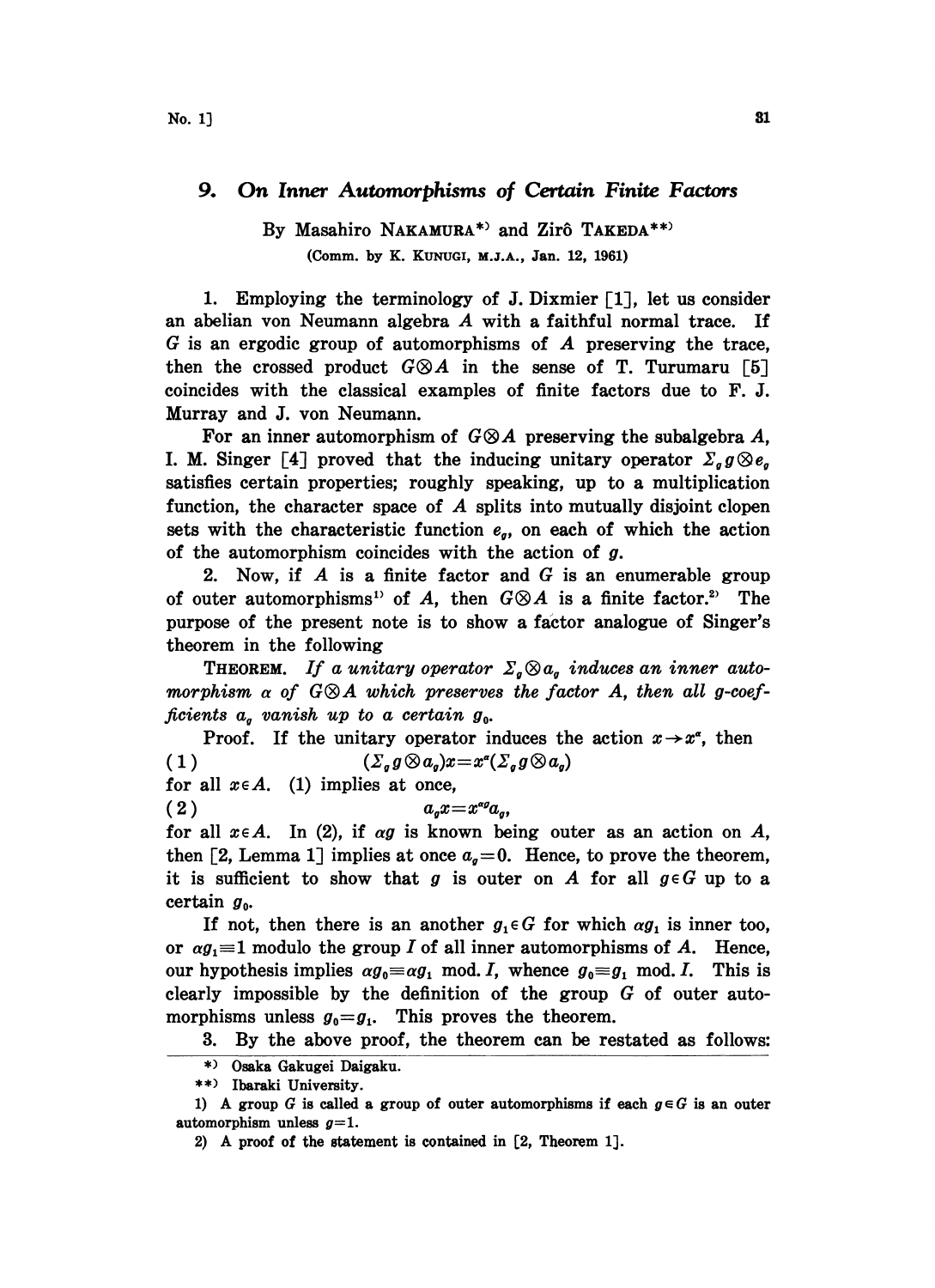# 9. On Inner Automorphisms of Certain Finite Factors

By Masahiro NAKAMURA[*] and Zirô TAKEDA[**]

(Comm. by K. KUNUGI, M.J.A., Jan. 12, 1961)

1. Employing the terminology of J. Dixmier [1], let us consider an abelian von Neumann algebra $A$ with a faithful normal trace. If $G$ is an ergodic group of automorphisms of $A$ preserving the trace, then the crossed product $G \otimes A$ in the sense of T. Turumaru [5] coincides with the classical examples of finite factors due to F. J. Murray and J. von Neumann.

For an inner automorphism of $G \otimes A$ preserving the subalgebra $A$, I. M. Singer [4] proved that the inducing unitary operator $\Sigma_g g \otimes e_g$ satisfies certain properties; roughly speaking, up to a multiplication function, the character space of $A$ splits into mutually disjoint clopen sets with the characteristic function $e_g$, on each of which the action of the automorphism coincides with the action of $g$.

2. Now, if $A$ is a finite factor and $G$ is an enumerable group of outer automorphisms[1] of $A$, then $G \otimes A$ is a finite factor.[2] The purpose of the present note is to show a factor analogue of Singer's theorem in the following

THEOREM. *If a unitary operator $\Sigma_g \otimes a_g$ induces an inner automorphism $\alpha$ of $G \otimes A$ which preserves the factor $A$, then all $g$-coefficients $a_g$ vanish up to a certain $g_0$.*

Proof. If the unitary operator induces the action $x \to x^\alpha$, then

$$(1) \qquad (\Sigma_g g \otimes a_g)x = x^\alpha(\Sigma_g g \otimes a_g)$$

for all $x \in A$. (1) implies at once,

$$(2) \qquad a_g x = x^{\alpha g} a_g,$$

for all $x \in A$. In (2), if $\alpha g$ is known being outer as an action on $A$, then [2, Lemma 1] implies at once $a_g = 0$. Hence, to prove the theorem, it is sufficient to show that $g$ is outer on $A$ for all $g \in G$ up to a certain $g_0$.

If not, then there is an another $g_1 \in G$ for which $\alpha g_1$ is inner too, or $\alpha g_1 \equiv 1$ modulo the group $I$ of all inner automorphisms of $A$. Hence, our hypothesis implies $\alpha g_0 \equiv \alpha g_1$ mod. $I$, whence $g_0 \equiv g_1$ mod. $I$. This is clearly impossible by the definition of the group $G$ of outer automorphisms unless $g_0 = g_1$. This proves the theorem.

3. By the above proof, the theorem can be restated as follows:

---

[*] Osaka Gakugei Daigaku.

[**] Ibaraki University.

1) A group $G$ is called a group of outer automorphisms if each $g \in G$ is an outer automorphism unless $g = 1$.

2) A proof of the statement is contained in [2, Theorem 1].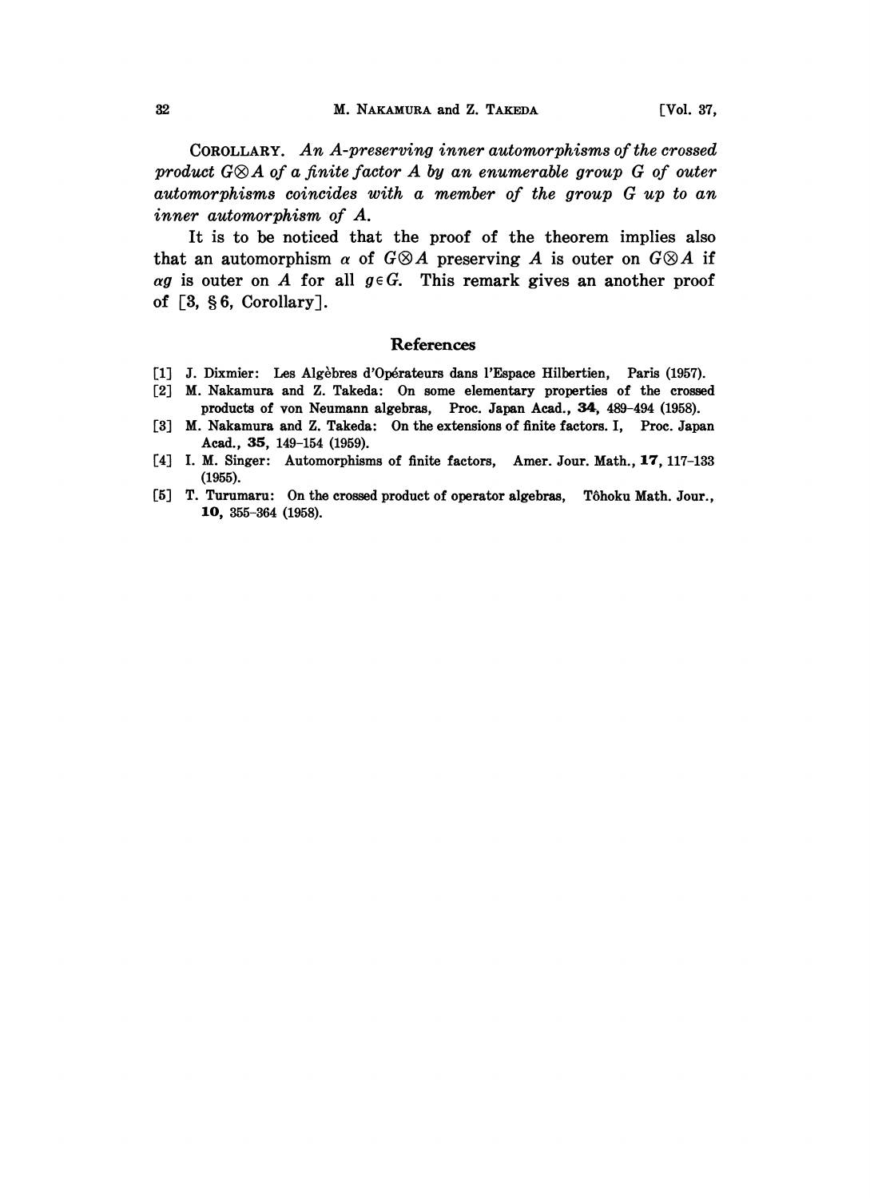COROLLARY. *An $A$-preserving inner automorphisms of the crossed product $G \otimes A$ of a finite factor $A$ by an enumerable group $G$ of outer automorphisms coincides with a member of the group $G$ up to an inner automorphism of $A$.*

It is to be noticed that the proof of the theorem implies also that an automorphism $\alpha$ of $G \otimes A$ preserving $A$ is outer on $G \otimes A$ if $\alpha g$ is outer on $A$ for all $g \in G$. This remark gives an another proof of [3, § 6, Corollary].

## References

[1] J. Dixmier: Les Algèbres d'Opérateurs dans l'Espace Hilbertien, Paris (1957).

[2] M. Nakamura and Z. Takeda: On some elementary properties of the crossed products of von Neumann algebras, Proc. Japan Acad., **34**, 489–494 (1958).

[3] M. Nakamura and Z. Takeda: On the extensions of finite factors. I, Proc. Japan Acad., **35**, 149–154 (1959).

[4] I. M. Singer: Automorphisms of finite factors, Amer. Jour. Math., **17**, 117–133 (1955).

[5] T. Turumaru: On the crossed product of operator algebras, Tôhoku Math. Jour., **10**, 355–364 (1958).